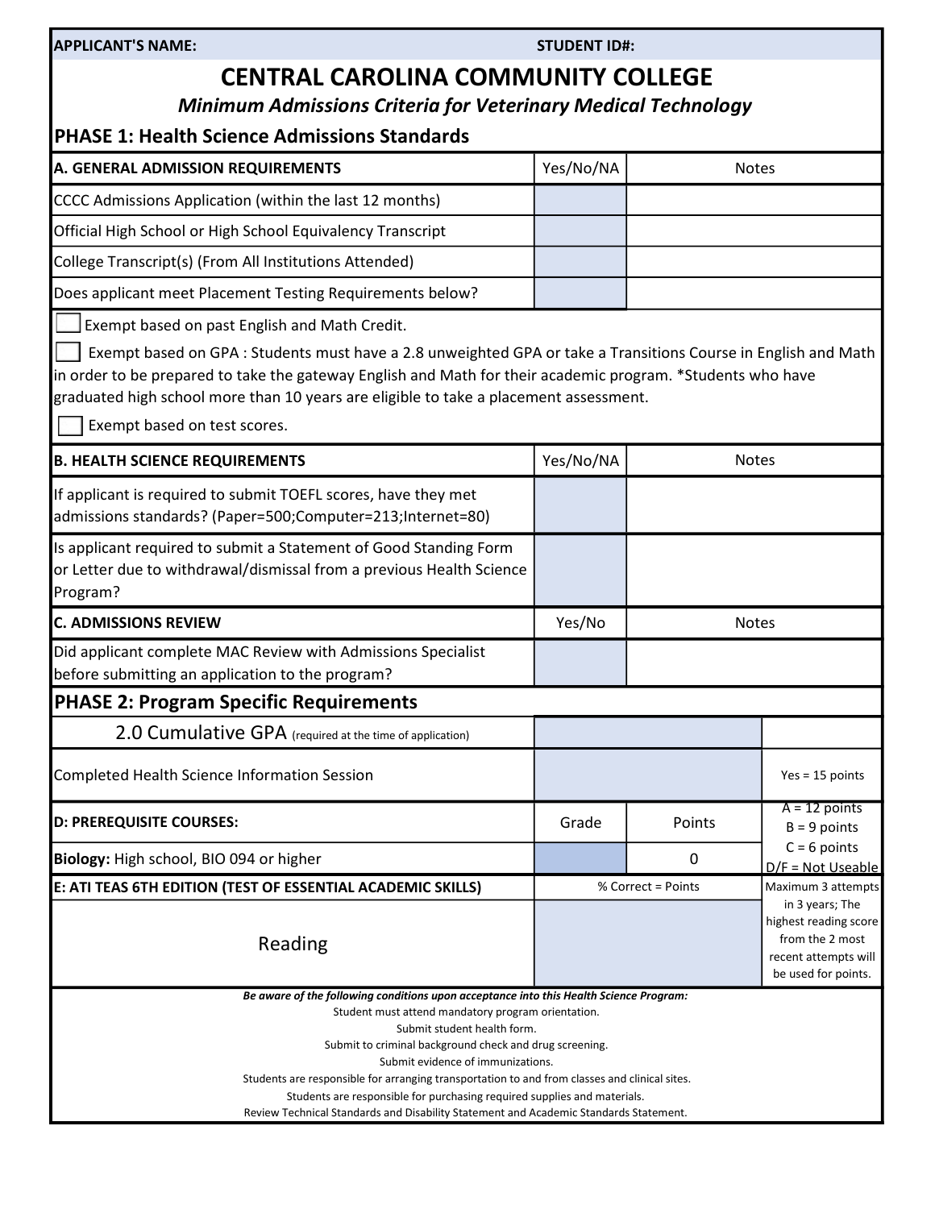| APPLICANT'S NAME: | STUDENT ID#: |
|---|---|

# CENTRAL CAROLINA COMMUNITY COLLEGE

*Minimum Admissions Criteria for Veterinary Medical Technology*

## PHASE 1: Health Science Admissions Standards

| A. GENERAL ADMISSION REQUIREMENTS | Yes/No/NA | Notes |
|---|---|---|
| CCCC Admissions Application (within the last 12 months) | | |
| Official High School or High School Equivalency Transcript | | |
| College Transcript(s) (From All Institutions Attended) | | |
| Does applicant meet Placement Testing Requirements below? | | |

☐ Exempt based on past English and Math Credit.

☐ Exempt based on GPA : Students must have a 2.8 unweighted GPA or take a Transitions Course in English and Math in order to be prepared to take the gateway English and Math for their academic program. *Students who have graduated high school more than 10 years are eligible to take a placement assessment.

☐ Exempt based on test scores.

| B. HEALTH SCIENCE REQUIREMENTS | Yes/No/NA | Notes |
|---|---|---|
| If applicant is required to submit TOEFL scores, have they met admissions standards? (Paper=500;Computer=213;Internet=80) | | |
| Is applicant required to submit a Statement of Good Standing Form or Letter due to withdrawal/dismissal from a previous Health Science Program? | | |

| C. ADMISSIONS REVIEW | Yes/No | Notes |
|---|---|---|
| Did applicant complete MAC Review with Admissions Specialist before submitting an application to the program? | | |

## PHASE 2: Program Specific Requirements

| | | | |
|---|---|---|---|
| 2.0 Cumulative GPA (required at the time of application) | | | |
| Completed Health Science Information Session | | | Yes = 15 points |
| **D: PREREQUISITE COURSES:** | Grade | Points | A = 12 points<br>B = 9 points<br>C = 6 points<br>D/F = Not Useable |
| **Biology:** High school, BIO 094 or higher | | 0 | |
| **E: ATI TEAS 6TH EDITION (TEST OF ESSENTIAL ACADEMIC SKILLS)** | % Correct = Points | | Maximum 3 attempts in 3 years; The highest reading score from the 2 most recent attempts will be used for points. |
| Reading | | | |

***Be aware of the following conditions upon acceptance into this Health Science Program:***

Student must attend mandatory program orientation.

Submit student health form.

Submit to criminal background check and drug screening.

Submit evidence of immunizations.

Students are responsible for arranging transportation to and from classes and clinical sites.

Students are responsible for purchasing required supplies and materials.

Review Technical Standards and Disability Statement and Academic Standards Statement.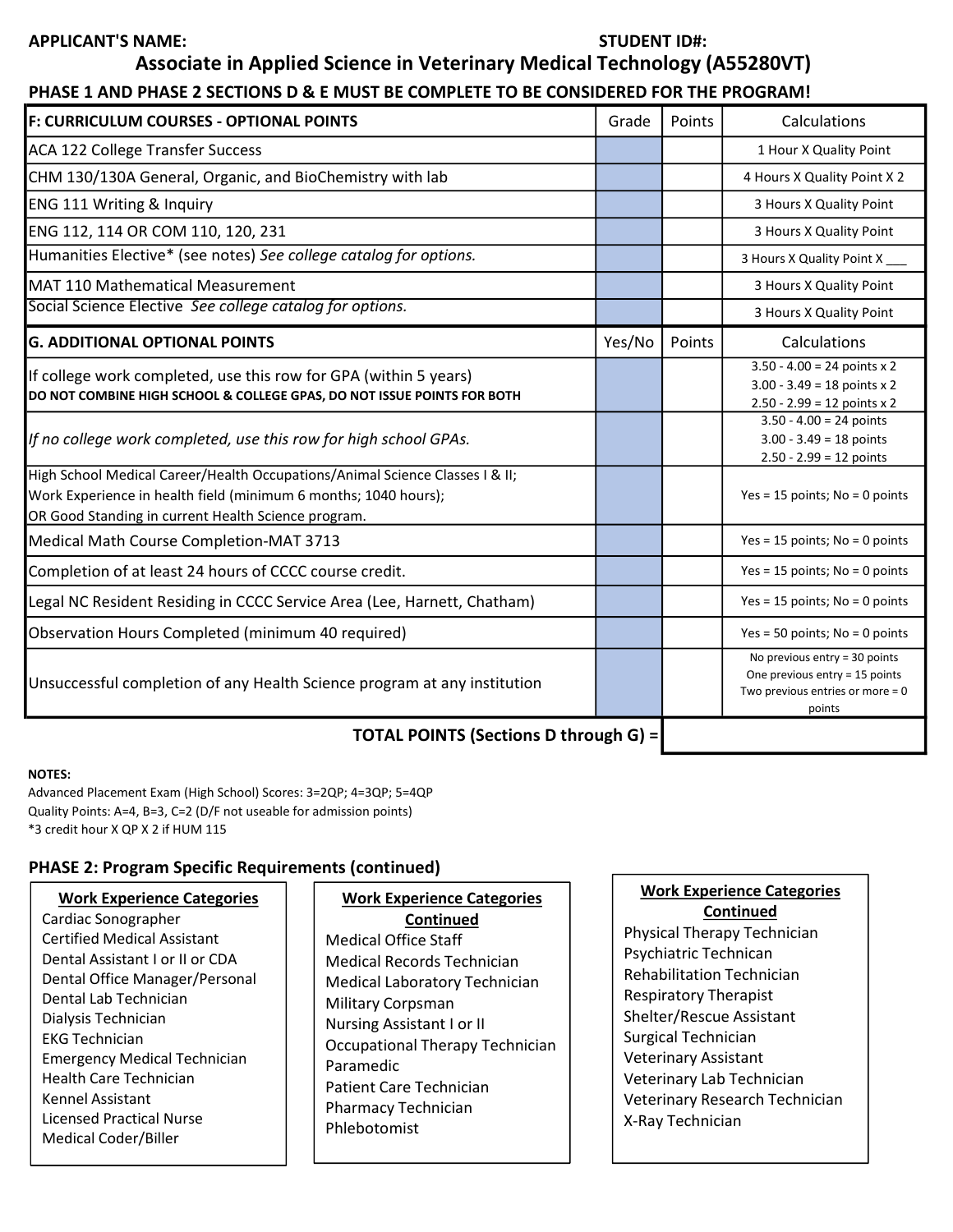**APPLICANT'S NAME:** **STUDENT ID#:**

## Associate in Applied Science in Veterinary Medical Technology (A55280VT)

**PHASE 1 AND PHASE 2 SECTIONS D & E MUST BE COMPLETE TO BE CONSIDERED FOR THE PROGRAM!**

| F: CURRICULUM COURSES - OPTIONAL POINTS | Grade | Points | Calculations |
|---|---|---|---|
| ACA 122 College Transfer Success | | | 1 Hour X Quality Point |
| CHM 130/130A General, Organic, and BioChemistry with lab | | | 4 Hours X Quality Point X 2 |
| ENG 111 Writing & Inquiry | | | 3 Hours X Quality Point |
| ENG 112, 114 OR COM 110, 120, 231 | | | 3 Hours X Quality Point |
| Humanities Elective* (see notes) *See college catalog for options.* | | | 3 Hours X Quality Point X ___ |
| MAT 110 Mathematical Measurement | | | 3 Hours X Quality Point |
| Social Science Elective *See college catalog for options.* | | | 3 Hours X Quality Point |
| **G. ADDITIONAL OPTIONAL POINTS** | **Yes/No** | **Points** | **Calculations** |
| If college work completed, use this row for GPA (within 5 years)<br>**DO NOT COMBINE HIGH SCHOOL & COLLEGE GPAS, DO NOT ISSUE POINTS FOR BOTH** | | | 3.50 - 4.00 = 24 points x 2<br>3.00 - 3.49 = 18 points x 2<br>2.50 - 2.99 = 12 points x 2 |
| *If no college work completed, use this row for high school GPAs.* | | | 3.50 - 4.00 = 24 points<br>3.00 - 3.49 = 18 points<br>2.50 - 2.99 = 12 points |
| High School Medical Career/Health Occupations/Animal Science Classes I & II;<br>Work Experience in health field (minimum 6 months; 1040 hours);<br>OR Good Standing in current Health Science program. | | | Yes = 15 points; No = 0 points |
| Medical Math Course Completion-MAT 3713 | | | Yes = 15 points; No = 0 points |
| Completion of at least 24 hours of CCCC course credit. | | | Yes = 15 points; No = 0 points |
| Legal NC Resident Residing in CCCC Service Area (Lee, Harnett, Chatham) | | | Yes = 15 points; No = 0 points |
| Observation Hours Completed (minimum 40 required) | | | Yes = 50 points; No = 0 points |
| Unsuccessful completion of any Health Science program at any institution | | | No previous entry = 30 points<br>One previous entry = 15 points<br>Two previous entries or more = 0 points |
| | | **TOTAL POINTS (Sections D through G) =** | |

**NOTES:**

Advanced Placement Exam (High School) Scores: 3=2QP; 4=3QP; 5=4QP

Quality Points: A=4, B=3, C=2 (D/F not useable for admission points)

*3 credit hour X QP X 2 if HUM 115

### PHASE 2: Program Specific Requirements (continued)

**Work Experience Categories**

- Cardiac Sonographer
- Certified Medical Assistant
- Dental Assistant I or II or CDA
- Dental Office Manager/Personal
- Dental Lab Technician
- Dialysis Technician
- EKG Technician
- Emergency Medical Technician
- Health Care Technician
- Kennel Assistant
- Licensed Practical Nurse
- Medical Coder/Biller

**Work Experience Categories Continued**

- Medical Office Staff
- Medical Records Technician
- Medical Laboratory Technician
- Military Corpsman
- Nursing Assistant I or II
- Occupational Therapy Technician
- Paramedic
- Patient Care Technician
- Pharmacy Technician
- Phlebotomist

**Work Experience Categories Continued**

- Physical Therapy Technician
- Psychiatric Technican
- Rehabilitation Technician
- Respiratory Therapist
- Shelter/Rescue Assistant
- Surgical Technician
- Veterinary Assistant
- Veterinary Lab Technician
- Veterinary Research Technician
- X-Ray Technician